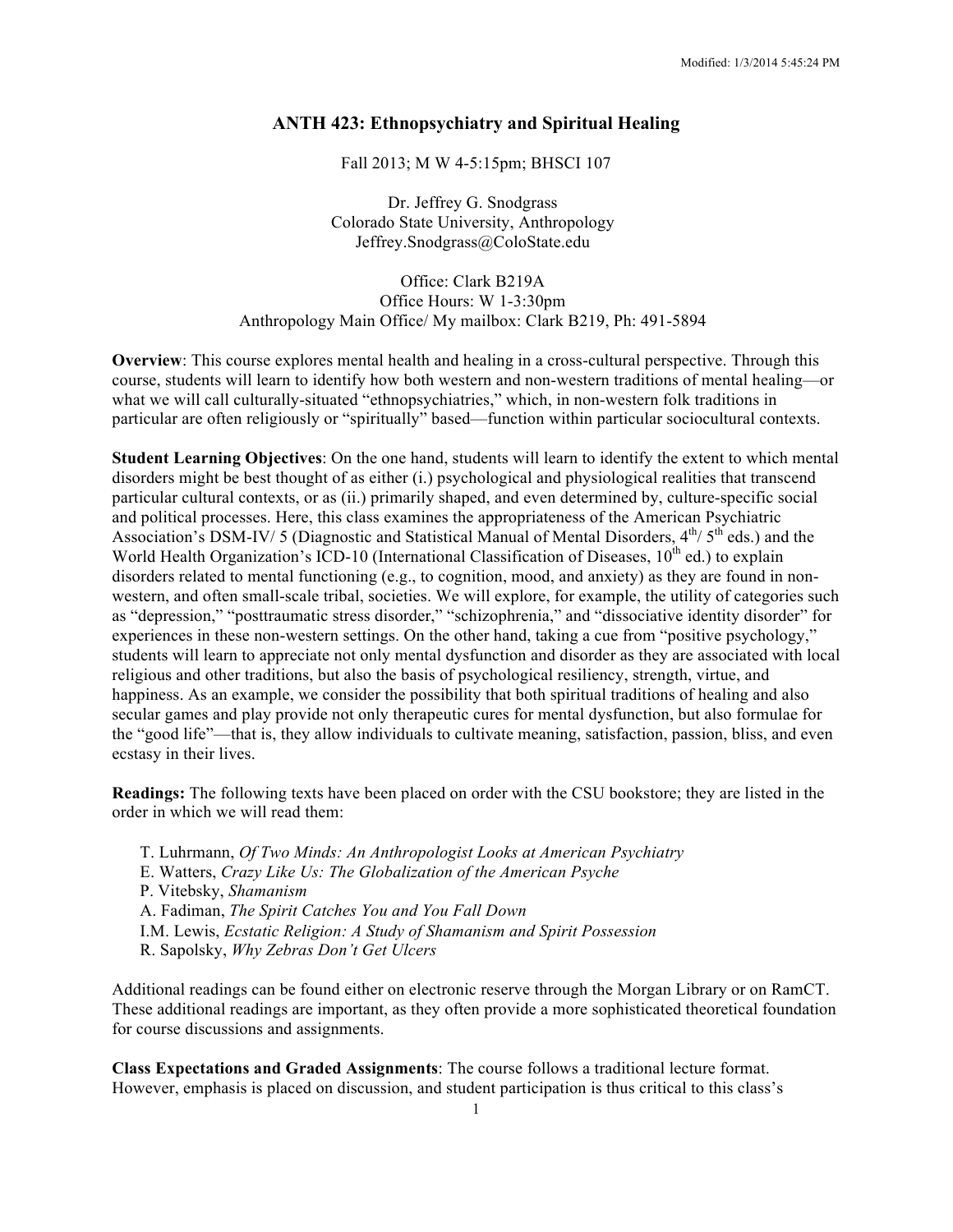# ANTH 423: Ethnopsychiatry and Spiritual Healing

Fall 2013; M W 4-5:15pm; BHSCI 107

Dr. Jeffrey G. Snodgrass
Colorado State University, Anthropology
Jeffrey.Snodgrass@ColoState.edu

Office: Clark B219A
Office Hours: W 1-3:30pm
Anthropology Main Office/ My mailbox: Clark B219, Ph: 491-5894

**Overview**: This course explores mental health and healing in a cross-cultural perspective. Through this course, students will learn to identify how both western and non-western traditions of mental healing—or what we will call culturally-situated "ethnopsychiatries," which, in non-western folk traditions in particular are often religiously or "spiritually" based—function within particular sociocultural contexts.

**Student Learning Objectives**: On the one hand, students will learn to identify the extent to which mental disorders might be best thought of as either (i.) psychological and physiological realities that transcend particular cultural contexts, or as (ii.) primarily shaped, and even determined by, culture-specific social and political processes. Here, this class examines the appropriateness of the American Psychiatric Association's DSM-IV/ 5 (Diagnostic and Statistical Manual of Mental Disorders, 4th/ 5th eds.) and the World Health Organization's ICD-10 (International Classification of Diseases, 10th ed.) to explain disorders related to mental functioning (e.g., to cognition, mood, and anxiety) as they are found in non-western, and often small-scale tribal, societies. We will explore, for example, the utility of categories such as "depression," "posttraumatic stress disorder," "schizophrenia," and "dissociative identity disorder" for experiences in these non-western settings. On the other hand, taking a cue from "positive psychology," students will learn to appreciate not only mental dysfunction and disorder as they are associated with local religious and other traditions, but also the basis of psychological resiliency, strength, virtue, and happiness. As an example, we consider the possibility that both spiritual traditions of healing and also secular games and play provide not only therapeutic cures for mental dysfunction, but also formulae for the "good life"—that is, they allow individuals to cultivate meaning, satisfaction, passion, bliss, and even ecstasy in their lives.

**Readings:** The following texts have been placed on order with the CSU bookstore; they are listed in the order in which we will read them:

- T. Luhrmann, *Of Two Minds: An Anthropologist Looks at American Psychiatry*
- E. Watters, *Crazy Like Us: The Globalization of the American Psyche*
- P. Vitebsky, *Shamanism*
- A. Fadiman, *The Spirit Catches You and You Fall Down*
- I.M. Lewis, *Ecstatic Religion: A Study of Shamanism and Spirit Possession*
- R. Sapolsky, *Why Zebras Don't Get Ulcers*

Additional readings can be found either on electronic reserve through the Morgan Library or on RamCT. These additional readings are important, as they often provide a more sophisticated theoretical foundation for course discussions and assignments.

**Class Expectations and Graded Assignments**: The course follows a traditional lecture format. However, emphasis is placed on discussion, and student participation is thus critical to this class's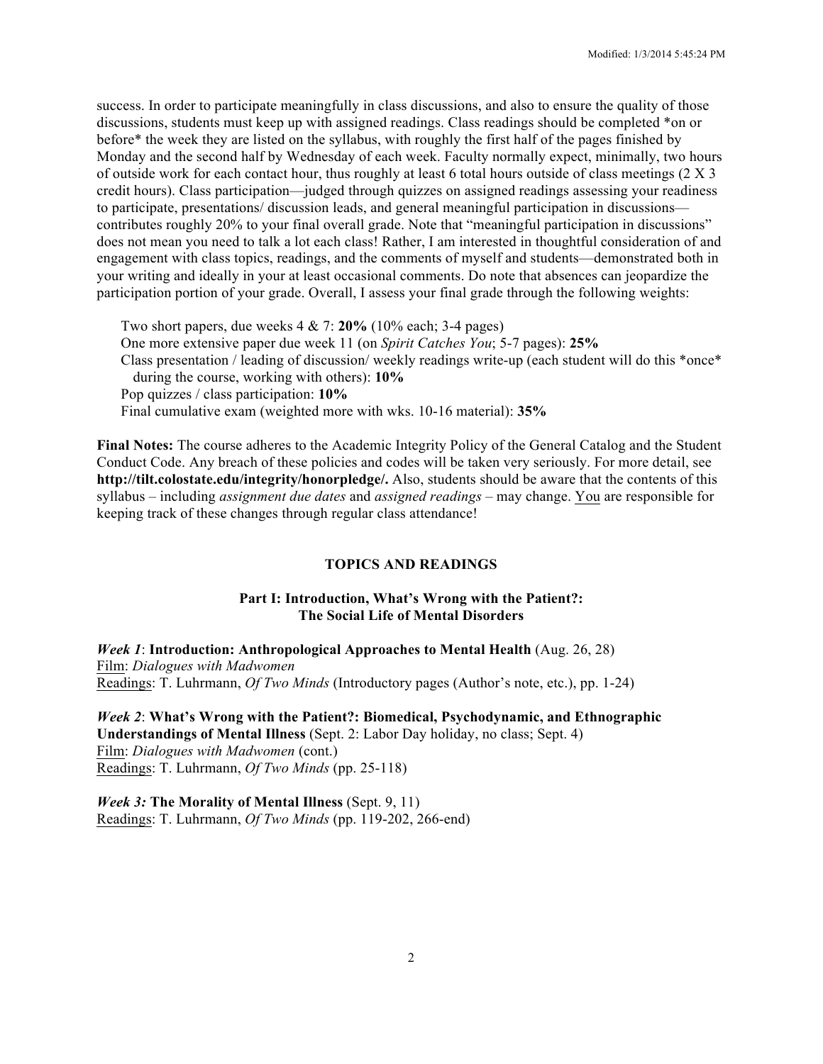success. In order to participate meaningfully in class discussions, and also to ensure the quality of those discussions, students must keep up with assigned readings. Class readings should be completed *on or before* the week they are listed on the syllabus, with roughly the first half of the pages finished by Monday and the second half by Wednesday of each week. Faculty normally expect, minimally, two hours of outside work for each contact hour, thus roughly at least 6 total hours outside of class meetings (2 X 3 credit hours). Class participation—judged through quizzes on assigned readings assessing your readiness to participate, presentations/ discussion leads, and general meaningful participation in discussions—contributes roughly 20% to your final overall grade. Note that "meaningful participation in discussions" does not mean you need to talk a lot each class! Rather, I am interested in thoughtful consideration of and engagement with class topics, readings, and the comments of myself and students—demonstrated both in your writing and ideally in your at least occasional comments. Do note that absences can jeopardize the participation portion of your grade. Overall, I assess your final grade through the following weights:

Two short papers, due weeks 4 & 7: **20%** (10% each; 3-4 pages)
One more extensive paper due week 11 (on *Spirit Catches You*; 5-7 pages): **25%**
Class presentation / leading of discussion/ weekly readings write-up (each student will do this *once* during the course, working with others): **10%**
Pop quizzes / class participation: **10%**
Final cumulative exam (weighted more with wks. 10-16 material): **35%**

**Final Notes:** The course adheres to the Academic Integrity Policy of the General Catalog and the Student Conduct Code. Any breach of these policies and codes will be taken very seriously. For more detail, see **http://tilt.colostate.edu/integrity/honorpledge/.** Also, students should be aware that the contents of this syllabus – including *assignment due dates* and *assigned readings* – may change. <u>You</u> are responsible for keeping track of these changes through regular class attendance!

## TOPICS AND READINGS

### Part I: Introduction, What's Wrong with the Patient?: The Social Life of Mental Disorders

***Week 1*: Introduction: Anthropological Approaches to Mental Health** (Aug. 26, 28)
<u>Film</u>: *Dialogues with Madwomen*
<u>Readings</u>: T. Luhrmann, *Of Two Minds* (Introductory pages (Author's note, etc.), pp. 1-24)

***Week 2*: What's Wrong with the Patient?: Biomedical, Psychodynamic, and Ethnographic Understandings of Mental Illness** (Sept. 2: Labor Day holiday, no class; Sept. 4)
<u>Film</u>: *Dialogues with Madwomen* (cont.)
<u>Readings</u>: T. Luhrmann, *Of Two Minds* (pp. 25-118)

***Week 3:* The Morality of Mental Illness** (Sept. 9, 11)
<u>Readings</u>: T. Luhrmann, *Of Two Minds* (pp. 119-202, 266-end)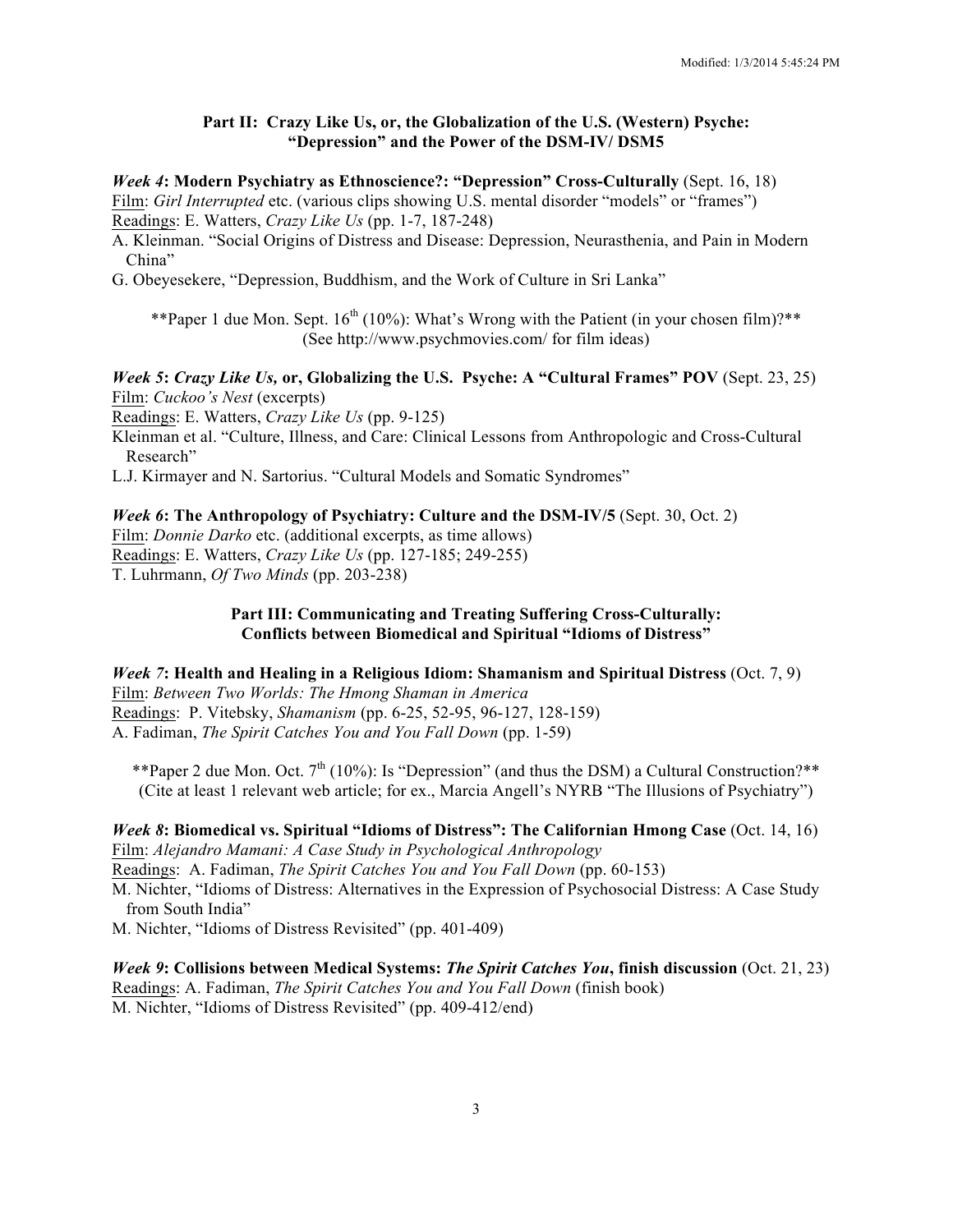## Part II: Crazy Like Us, or, the Globalization of the U.S. (Western) Psyche: "Depression" and the Power of the DSM-IV/ DSM5

***Week 4*: Modern Psychiatry as Ethnoscience?: "Depression" Cross-Culturally** (Sept. 16, 18)
Film: *Girl Interrupted* etc. (various clips showing U.S. mental disorder "models" or "frames")
Readings: E. Watters, *Crazy Like Us* (pp. 1-7, 187-248)
A. Kleinman. "Social Origins of Distress and Disease: Depression, Neurasthenia, and Pain in Modern China"
G. Obeyesekere, "Depression, Buddhism, and the Work of Culture in Sri Lanka"

**Paper 1 due Mon. Sept. 16th (10%): What's Wrong with the Patient (in your chosen film)?**
(See http://www.psychmovies.com/ for film ideas)

***Week 5*: *Crazy Like Us,* or, Globalizing the U.S. Psyche: A "Cultural Frames" POV** (Sept. 23, 25)
Film: *Cuckoo's Nest* (excerpts)
Readings: E. Watters, *Crazy Like Us* (pp. 9-125)
Kleinman et al. "Culture, Illness, and Care: Clinical Lessons from Anthropologic and Cross-Cultural Research"
L.J. Kirmayer and N. Sartorius. "Cultural Models and Somatic Syndromes"

***Week 6*: The Anthropology of Psychiatry: Culture and the DSM-IV/5** (Sept. 30, Oct. 2)
Film: *Donnie Darko* etc. (additional excerpts, as time allows)
Readings: E. Watters, *Crazy Like Us* (pp. 127-185; 249-255)
T. Luhrmann, *Of Two Minds* (pp. 203-238)

## Part III: Communicating and Treating Suffering Cross-Culturally: Conflicts between Biomedical and Spiritual "Idioms of Distress"

***Week 7*: Health and Healing in a Religious Idiom: Shamanism and Spiritual Distress** (Oct. 7, 9)
Film: *Between Two Worlds: The Hmong Shaman in America*
Readings: P. Vitebsky, *Shamanism* (pp. 6-25, 52-95, 96-127, 128-159)
A. Fadiman, *The Spirit Catches You and You Fall Down* (pp. 1-59)

**Paper 2 due Mon. Oct. 7th (10%): Is "Depression" (and thus the DSM) a Cultural Construction?**
(Cite at least 1 relevant web article; for ex., Marcia Angell's NYRB "The Illusions of Psychiatry")

***Week 8*: Biomedical vs. Spiritual "Idioms of Distress": The Californian Hmong Case** (Oct. 14, 16)
Film: *Alejandro Mamani: A Case Study in Psychological Anthropology*
Readings: A. Fadiman, *The Spirit Catches You and You Fall Down* (pp. 60-153)
M. Nichter, "Idioms of Distress: Alternatives in the Expression of Psychosocial Distress: A Case Study from South India"
M. Nichter, "Idioms of Distress Revisited" (pp. 401-409)

***Week 9*: Collisions between Medical Systems: *The Spirit Catches You*, finish discussion** (Oct. 21, 23)
Readings: A. Fadiman, *The Spirit Catches You and You Fall Down* (finish book)
M. Nichter, "Idioms of Distress Revisited" (pp. 409-412/end)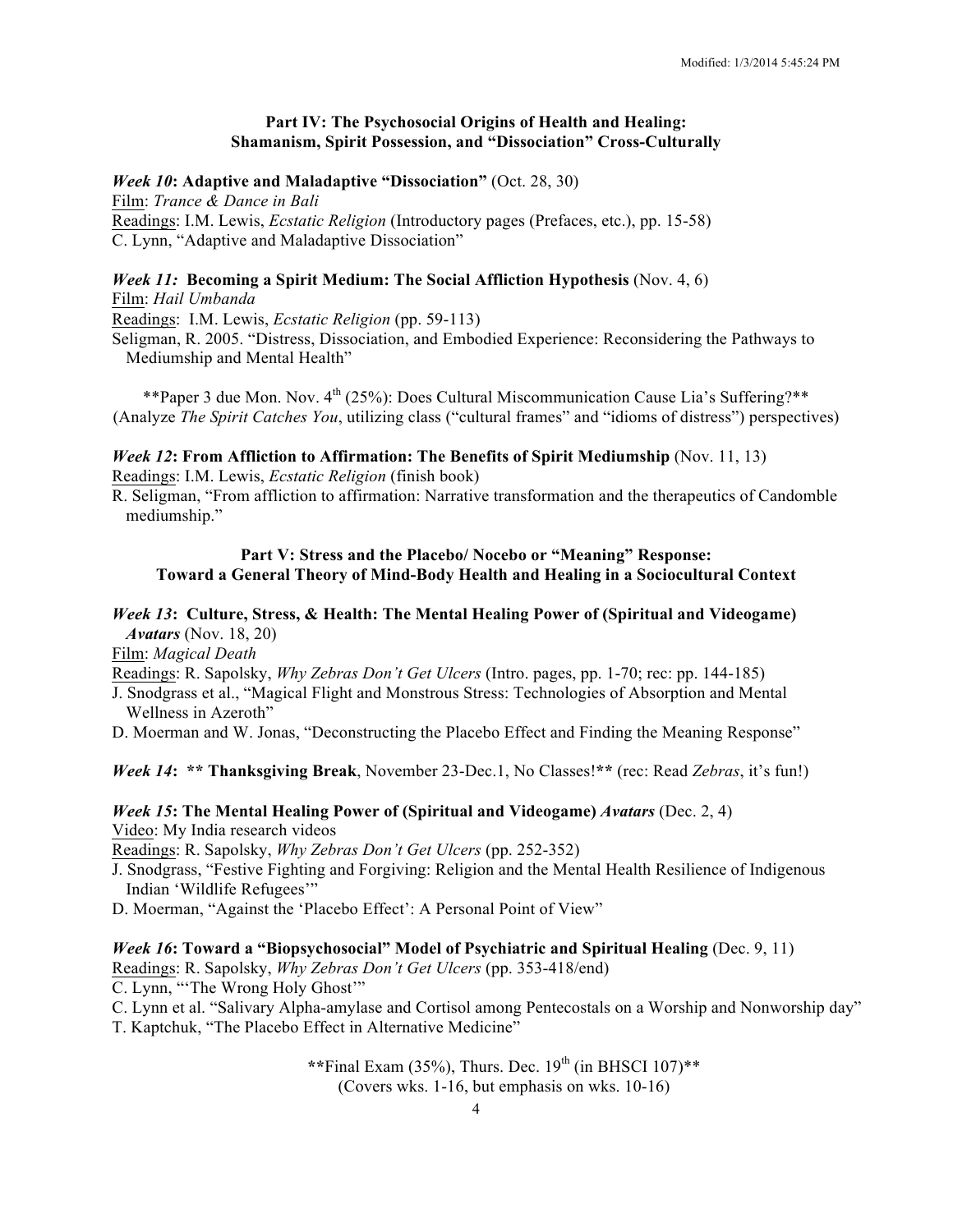## Part IV: The Psychosocial Origins of Health and Healing: Shamanism, Spirit Possession, and "Dissociation" Cross-Culturally

***Week 10*: Adaptive and Maladaptive "Dissociation"** (Oct. 28, 30)
Film: *Trance & Dance in Bali*
Readings: I.M. Lewis, *Ecstatic Religion* (Introductory pages (Prefaces, etc.), pp. 15-58)
C. Lynn, "Adaptive and Maladaptive Dissociation"

***Week 11:* Becoming a Spirit Medium: The Social Affliction Hypothesis** (Nov. 4, 6)
Film: *Hail Umbanda*
Readings: I.M. Lewis, *Ecstatic Religion* (pp. 59-113)
Seligman, R. 2005. "Distress, Dissociation, and Embodied Experience: Reconsidering the Pathways to Mediumship and Mental Health"

**Paper 3 due Mon. Nov. 4th (25%): Does Cultural Miscommunication Cause Lia's Suffering?**
(Analyze *The Spirit Catches You*, utilizing class ("cultural frames" and "idioms of distress") perspectives)

***Week 12*: From Affliction to Affirmation: The Benefits of Spirit Mediumship** (Nov. 11, 13)
Readings: I.M. Lewis, *Ecstatic Religion* (finish book)
R. Seligman, "From affliction to affirmation: Narrative transformation and the therapeutics of Candomble mediumship."

## Part V: Stress and the Placebo/ Nocebo or "Meaning" Response: Toward a General Theory of Mind-Body Health and Healing in a Sociocultural Context

***Week 13*: Culture, Stress, & Health: The Mental Healing Power of (Spiritual and Videogame) *Avatars*** (Nov. 18, 20)
Film: *Magical Death*
Readings: R. Sapolsky, *Why Zebras Don't Get Ulcers* (Intro. pages, pp. 1-70; rec: pp. 144-185)
J. Snodgrass et al., "Magical Flight and Monstrous Stress: Technologies of Absorption and Mental Wellness in Azeroth"
D. Moerman and W. Jonas, "Deconstructing the Placebo Effect and Finding the Meaning Response"

***Week 14*: ** Thanksgiving Break**, November 23-Dec.1, No Classes!** (rec: Read *Zebras*, it's fun!)

***Week 15*: The Mental Healing Power of (Spiritual and Videogame) *Avatars*** (Dec. 2, 4)
Video: My India research videos
Readings: R. Sapolsky, *Why Zebras Don't Get Ulcers* (pp. 252-352)
J. Snodgrass, "Festive Fighting and Forgiving: Religion and the Mental Health Resilience of Indigenous Indian 'Wildlife Refugees'"
D. Moerman, "Against the 'Placebo Effect': A Personal Point of View"

***Week 16*: Toward a "Biopsychosocial" Model of Psychiatric and Spiritual Healing** (Dec. 9, 11)
Readings: R. Sapolsky, *Why Zebras Don't Get Ulcers* (pp. 353-418/end)
C. Lynn, "'The Wrong Holy Ghost'"
C. Lynn et al. "Salivary Alpha-amylase and Cortisol among Pentecostals on a Worship and Nonworship day"
T. Kaptchuk, "The Placebo Effect in Alternative Medicine"

**Final Exam (35%), Thurs. Dec. 19th (in BHSCI 107)**
(Covers wks. 1-16, but emphasis on wks. 10-16)